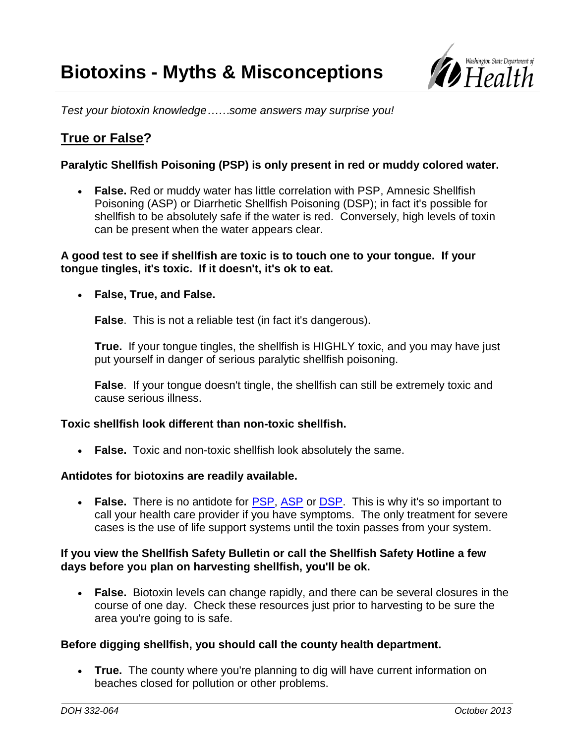# Biotoxins - Myths & Misconceptions

*Test your biotoxin knowledge……some answers may surprise you!*

## True or False?

**Paralytic Shellfish Poisoning (PSP) is only present in red or muddy colored water.**

- **False.** Red or muddy water has little correlation with PSP, Amnesic Shellfish Poisoning (ASP) or Diarrhetic Shellfish Poisoning (DSP); in fact it's possible for shellfish to be absolutely safe if the water is red. Conversely, high levels of toxin can be present when the water appears clear.

**A good test to see if shellfish are toxic is to touch one to your tongue. If your tongue tingles, it's toxic. If it doesn't, it's ok to eat.**

- **False, True, and False.**

  **False**. This is not a reliable test (in fact it's dangerous).

  **True.** If your tongue tingles, the shellfish is HIGHLY toxic, and you may have just put yourself in danger of serious paralytic shellfish poisoning.

  **False**. If your tongue doesn't tingle, the shellfish can still be extremely toxic and cause serious illness.

**Toxic shellfish look different than non-toxic shellfish.**

- **False.** Toxic and non-toxic shellfish look absolutely the same.

**Antidotes for biotoxins are readily available.**

- **False.** There is no antidote for PSP, ASP or DSP. This is why it's so important to call your health care provider if you have symptoms. The only treatment for severe cases is the use of life support systems until the toxin passes from your system.

**If you view the Shellfish Safety Bulletin or call the Shellfish Safety Hotline a few days before you plan on harvesting shellfish, you'll be ok.**

- **False.** Biotoxin levels can change rapidly, and there can be several closures in the course of one day. Check these resources just prior to harvesting to be sure the area you're going to is safe.

**Before digging shellfish, you should call the county health department.**

- **True.** The county where you're planning to dig will have current information on beaches closed for pollution or other problems.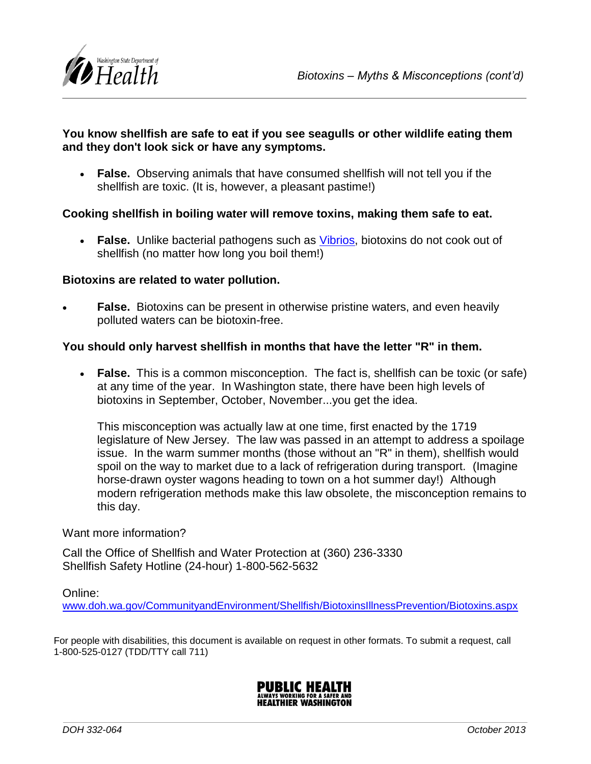**You know shellfish are safe to eat if you see seagulls or other wildlife eating them and they don't look sick or have any symptoms.**

- **False.** Observing animals that have consumed shellfish will not tell you if the shellfish are toxic. (It is, however, a pleasant pastime!)

**Cooking shellfish in boiling water will remove toxins, making them safe to eat.**

- **False.** Unlike bacterial pathogens such as [Vibrios](), biotoxins do not cook out of shellfish (no matter how long you boil them!)

**Biotoxins are related to water pollution.**

- **False.** Biotoxins can be present in otherwise pristine waters, and even heavily polluted waters can be biotoxin-free.

**You should only harvest shellfish in months that have the letter "R" in them.**

- **False.** This is a common misconception. The fact is, shellfish can be toxic (or safe) at any time of the year. In Washington state, there have been high levels of biotoxins in September, October, November...you get the idea.

  This misconception was actually law at one time, first enacted by the 1719 legislature of New Jersey. The law was passed in an attempt to address a spoilage issue. In the warm summer months (those without an "R" in them), shellfish would spoil on the way to market due to a lack of refrigeration during transport. (Imagine horse-drawn oyster wagons heading to town on a hot summer day!) Although modern refrigeration methods make this law obsolete, the misconception remains to this day.

Want more information?

Call the Office of Shellfish and Water Protection at (360) 236-3330
Shellfish Safety Hotline (24-hour) 1-800-562-5632

Online:
www.doh.wa.gov/CommunityandEnvironment/Shellfish/BiotoxinsIllnessPrevention/Biotoxins.aspx

For people with disabilities, this document is available on request in other formats. To submit a request, call 1-800-525-0127 (TDD/TTY call 711)

PUBLIC HEALTH
ALWAYS WORKING FOR A SAFER AND HEALTHIER WASHINGTON

DOH 332-064 October 2013